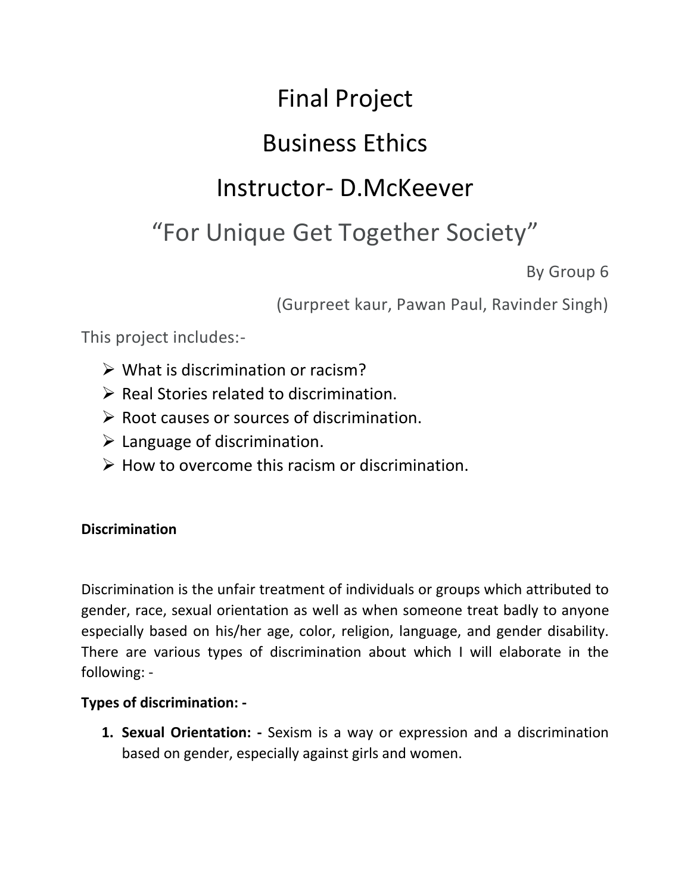# Final Project

# Business Ethics

# Instructor- D.McKeever

# "For Unique Get Together Society"

By Group 6

(Gurpreet kaur, Pawan Paul, Ravinder Singh)

This project includes:-

- What is discrimination or racism?
- Real Stories related to discrimination.
- Root causes or sources of discrimination.
- Language of discrimination.
- How to overcome this racism or discrimination.

**Discrimination**

Discrimination is the unfair treatment of individuals or groups which attributed to gender, race, sexual orientation as well as when someone treat badly to anyone especially based on his/her age, color, religion, language, and gender disability. There are various types of discrimination about which I will elaborate in the following: -

**Types of discrimination: -**

1. **Sexual Orientation: -** Sexism is a way or expression and a discrimination based on gender, especially against girls and women.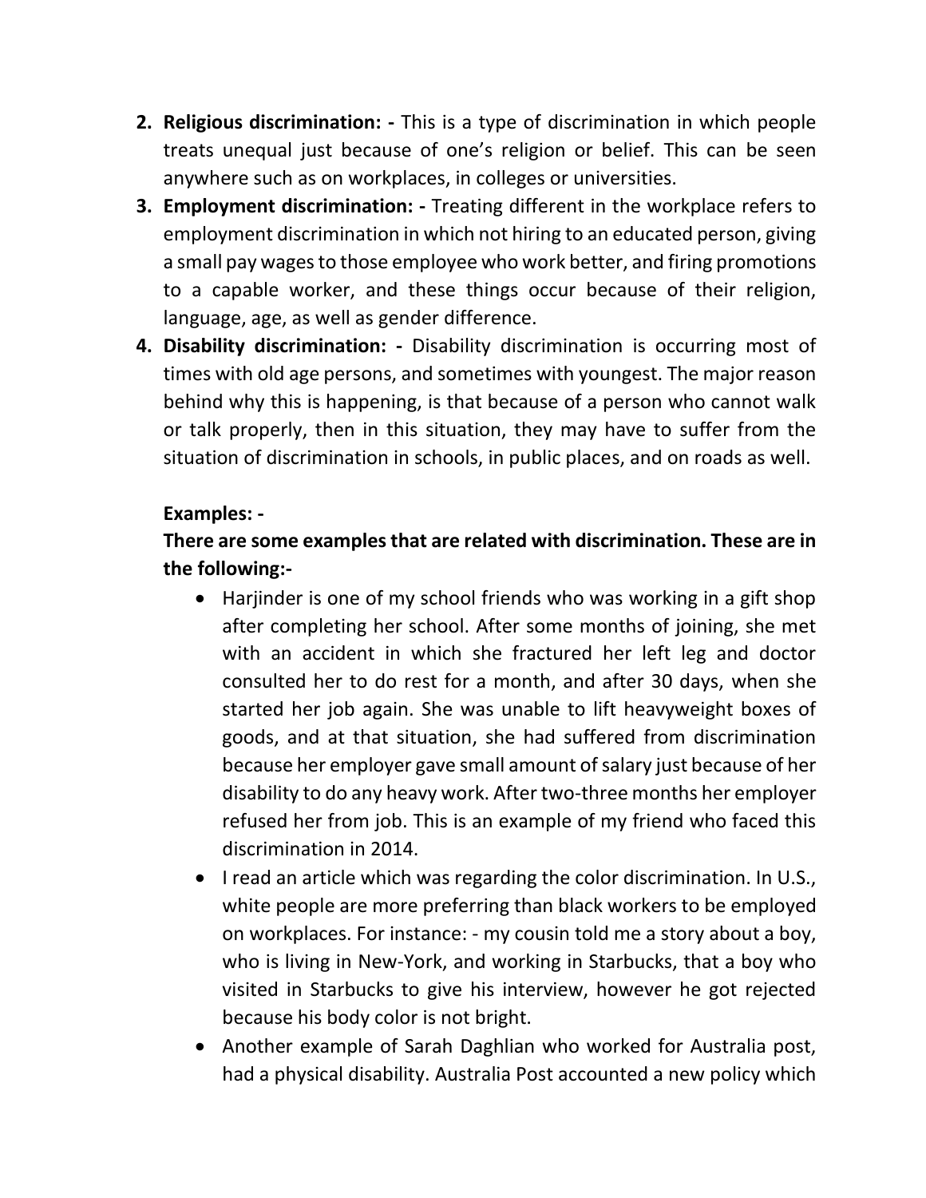2. **Religious discrimination: -** This is a type of discrimination in which people treats unequal just because of one's religion or belief. This can be seen anywhere such as on workplaces, in colleges or universities.
3. **Employment discrimination: -** Treating different in the workplace refers to employment discrimination in which not hiring to an educated person, giving a small pay wages to those employee who work better, and firing promotions to a capable worker, and these things occur because of their religion, language, age, as well as gender difference.
4. **Disability discrimination: -** Disability discrimination is occurring most of times with old age persons, and sometimes with youngest. The major reason behind why this is happening, is that because of a person who cannot walk or talk properly, then in this situation, they may have to suffer from the situation of discrimination in schools, in public places, and on roads as well.

**Examples: -**

**There are some examples that are related with discrimination. These are in the following:-**

- Harjinder is one of my school friends who was working in a gift shop after completing her school. After some months of joining, she met with an accident in which she fractured her left leg and doctor consulted her to do rest for a month, and after 30 days, when she started her job again. She was unable to lift heavyweight boxes of goods, and at that situation, she had suffered from discrimination because her employer gave small amount of salary just because of her disability to do any heavy work. After two-three months her employer refused her from job. This is an example of my friend who faced this discrimination in 2014.
- I read an article which was regarding the color discrimination. In U.S., white people are more preferring than black workers to be employed on workplaces. For instance: - my cousin told me a story about a boy, who is living in New-York, and working in Starbucks, that a boy who visited in Starbucks to give his interview, however he got rejected because his body color is not bright.
- Another example of Sarah Daghlian who worked for Australia post, had a physical disability. Australia Post accounted a new policy which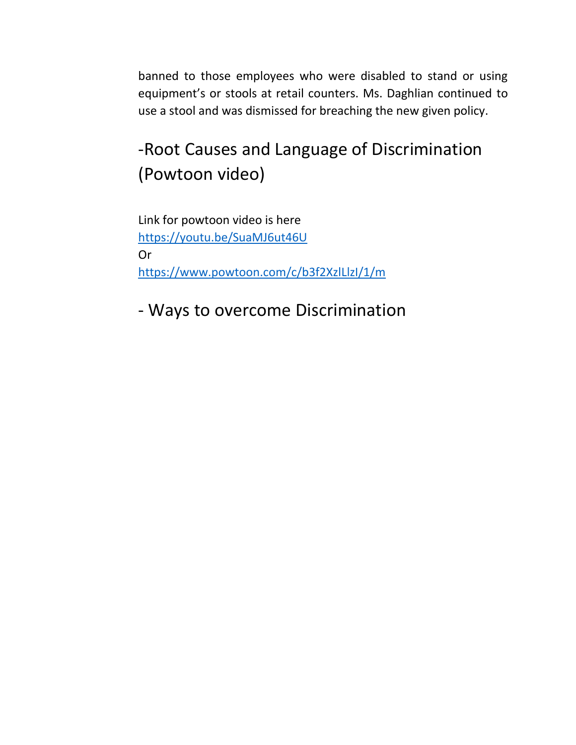banned to those employees who were disabled to stand or using equipment's or stools at retail counters. Ms. Daghlian continued to use a stool and was dismissed for breaching the new given policy.

## -Root Causes and Language of Discrimination (Powtoon video)

Link for powtoon video is here
https://youtu.be/SuaMJ6ut46U
Or
https://www.powtoon.com/c/b3f2XzlLlzI/1/m

## - Ways to overcome Discrimination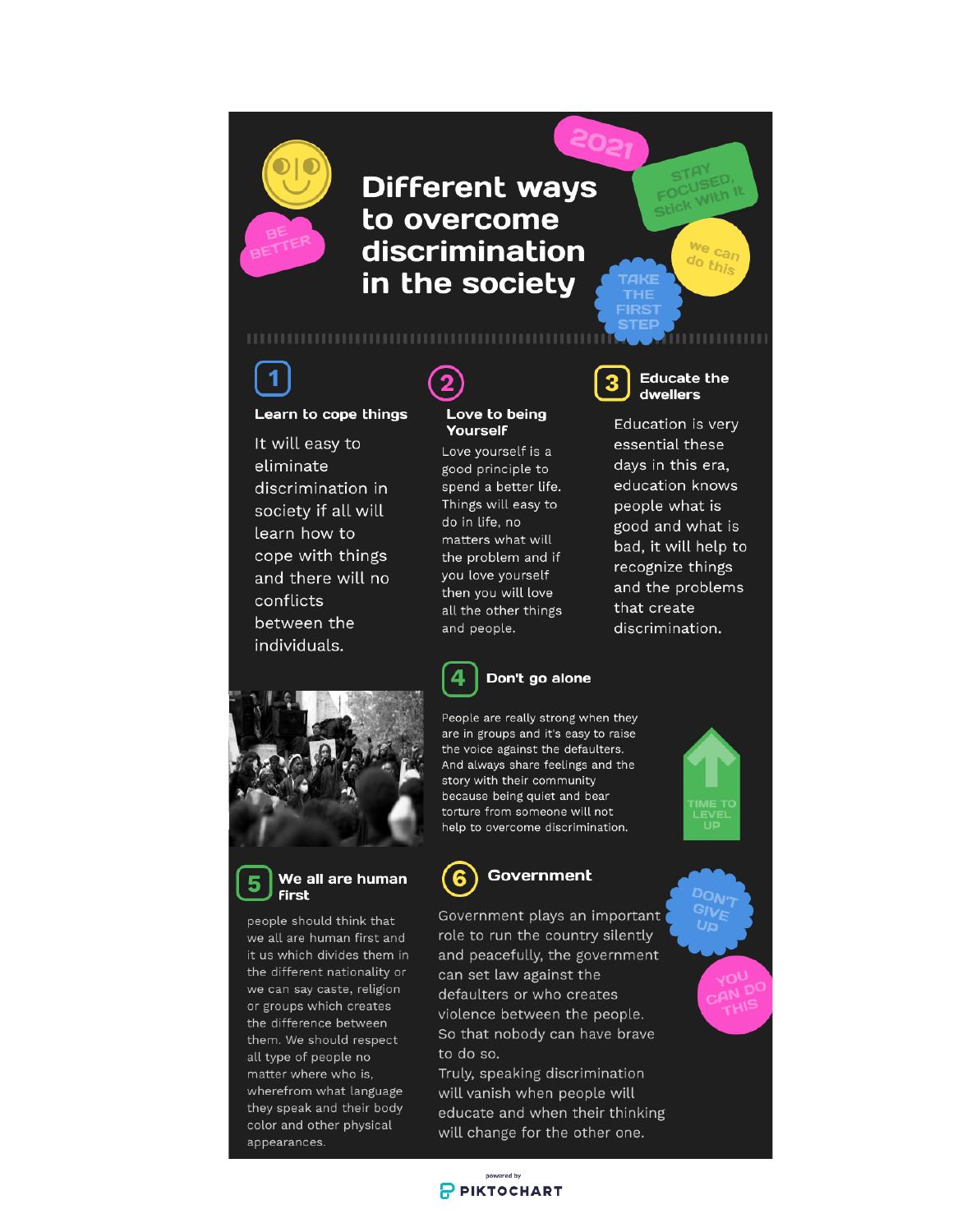# Different ways to overcome discrimination in the society

2021

STAY FOCUSED, Stick With It

BE BETTER

We can do this

TAKE THE FIRST STEP

## 1 Learn to cope things

It will easy to eliminate discrimination in society if all will learn how to cope with things and there will no conflicts between the individuals.

## 2 Love to being Yourself

Love yourself is a good principle to spend a better life. Things will easy to do in life, no matters what will the problem and if you love yourself then you will love all the other things and people.

## 3 Educate the dwellers

Education is very essential these days in this era, education knows people what is good and what is bad, it will help to recognize things and the problems that create discrimination.

## 4 Don't go alone

People are really strong when they are in groups and it's easy to raise the voice against the defaulters. And always share feelings and the story with their community because being quiet and bear torture from someone will not help to overcome discrimination.

TIME TO LEVEL UP

## 5 We all are human first

people should think that we all are human first and it us which divides them in the different nationality or we can say caste, religion or groups which creates the difference between them. We should respect all type of people no matter where who is, wherefrom what language they speak and their body color and other physical appearances.

## 6 Government

Government plays an important role to run the country silently and peacefully, the government can set law against the defaulters or who creates violence between the people. So that nobody can have brave to do so.

Truly, speaking discrimination will vanish when people will educate and when their thinking will change for the other one.

DON'T GIVE UP

YOU CAN DO THIS

powered by PIKTOCHART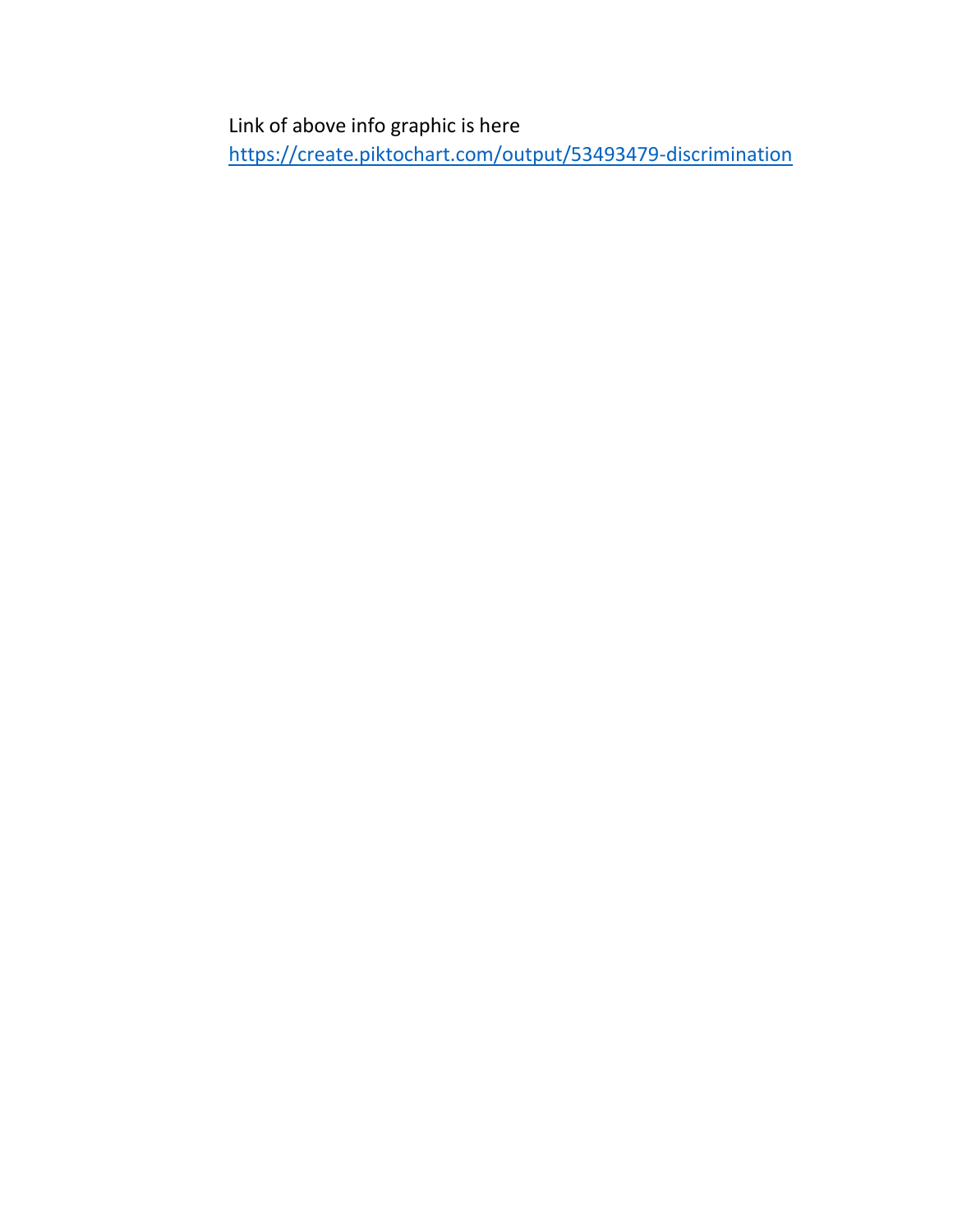Link of above info graphic is here
[https://create.piktochart.com/output/53493479-discrimination](https://create.piktochart.com/output/53493479-discrimination)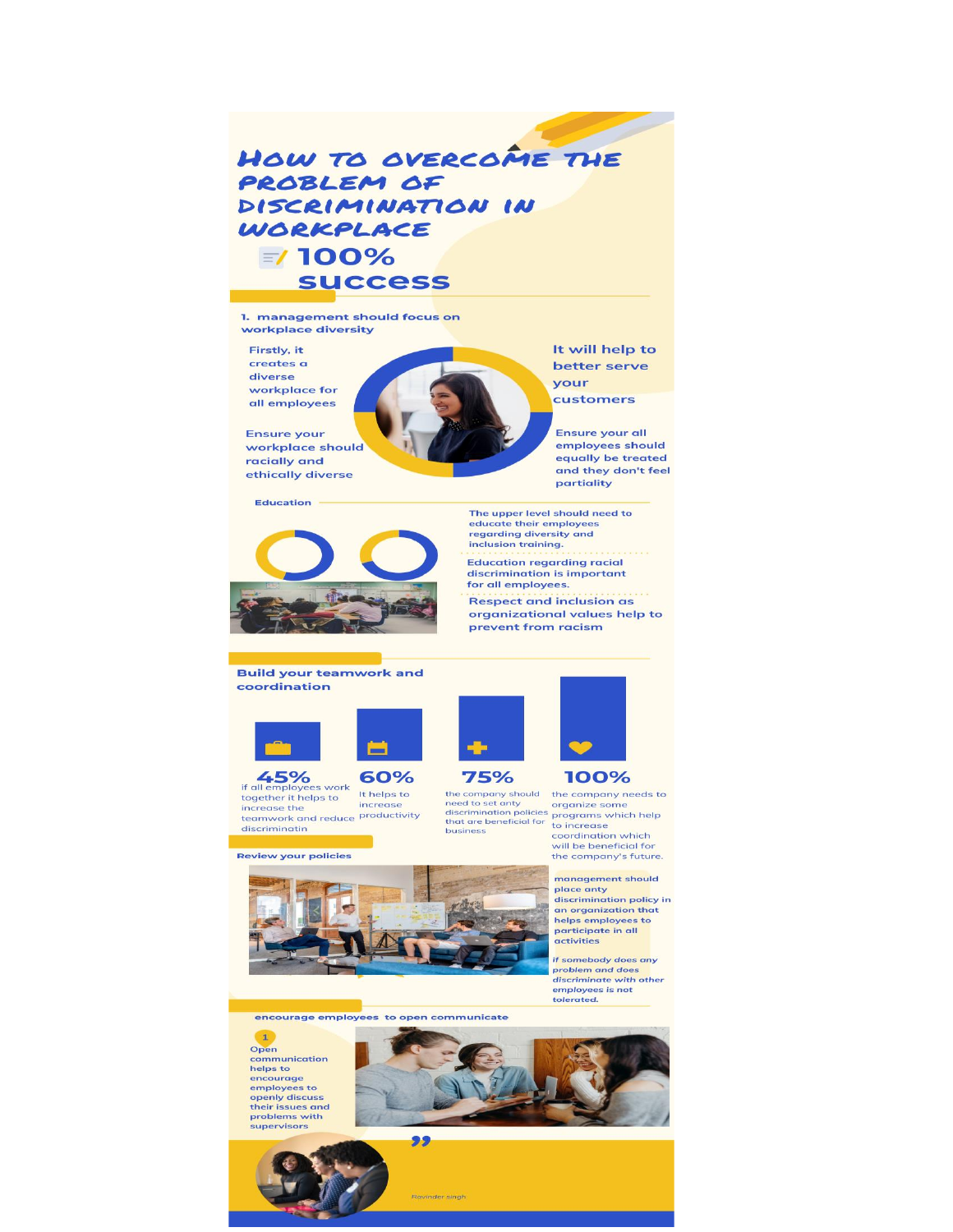# How to overcome the problem of discrimination in workplace

## 100% success

### 1. management should focus on workplace diversity

Firstly, it creates a diverse workplace for all employees

It will help to better serve your customers

Ensure your workplace should racially and ethically diverse

Ensure your all employees should equally be treated and they don't feel partiality

### Education

The upper level should need to educate their employees regarding diversity and inclusion training.

Education regarding racial discrimination is important for all employees.

Respect and inclusion as organizational values help to prevent from racism

### Build your teamwork and coordination

**45%**
if all employees work together it helps to increase the teamwork and reduce discriminatin

**60%**
It helps to increase productivity

**75%**
the company should need to set anty discrimination policies that are beneficial for business

**100%**
the company needs to organize some programs which help to increase coordination which will be beneficial for the company's future.

### Review your policies

management should place anty discrimination policy in an organization that helps employees to participate in all activities

*if somebody does any problem and does discriminate with other employees is not tolerated.*

### encourage employees to open communicate

1

Open communication helps to encourage employees to openly discuss their issues and problems with supervisors

Ravinder singh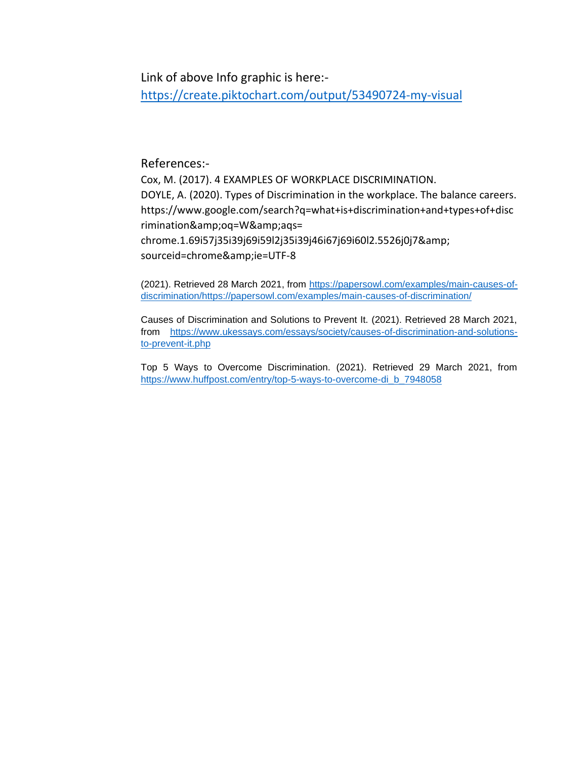Link of above Info graphic is here:-
https://create.piktochart.com/output/53490724-my-visual

References:-

Cox, M. (2017). 4 EXAMPLES OF WORKPLACE DISCRIMINATION.

DOYLE, A. (2020). Types of Discrimination in the workplace. The balance careers. https://www.google.com/search?q=what+is+discrimination+and+types+of+discrimination&amp;oq=W&amp;aqs= chrome.1.69i57j35i39j69i59l2j35i39j46i67j69i60l2.5526j0j7&amp; sourceid=chrome&amp;ie=UTF-8

(2021). Retrieved 28 March 2021, from https://papersowl.com/examples/main-causes-of-discrimination/https://papersowl.com/examples/main-causes-of-discrimination/

Causes of Discrimination and Solutions to Prevent It. (2021). Retrieved 28 March 2021, from https://www.ukessays.com/essays/society/causes-of-discrimination-and-solutions-to-prevent-it.php

Top 5 Ways to Overcome Discrimination. (2021). Retrieved 29 March 2021, from https://www.huffpost.com/entry/top-5-ways-to-overcome-di_b_7948058